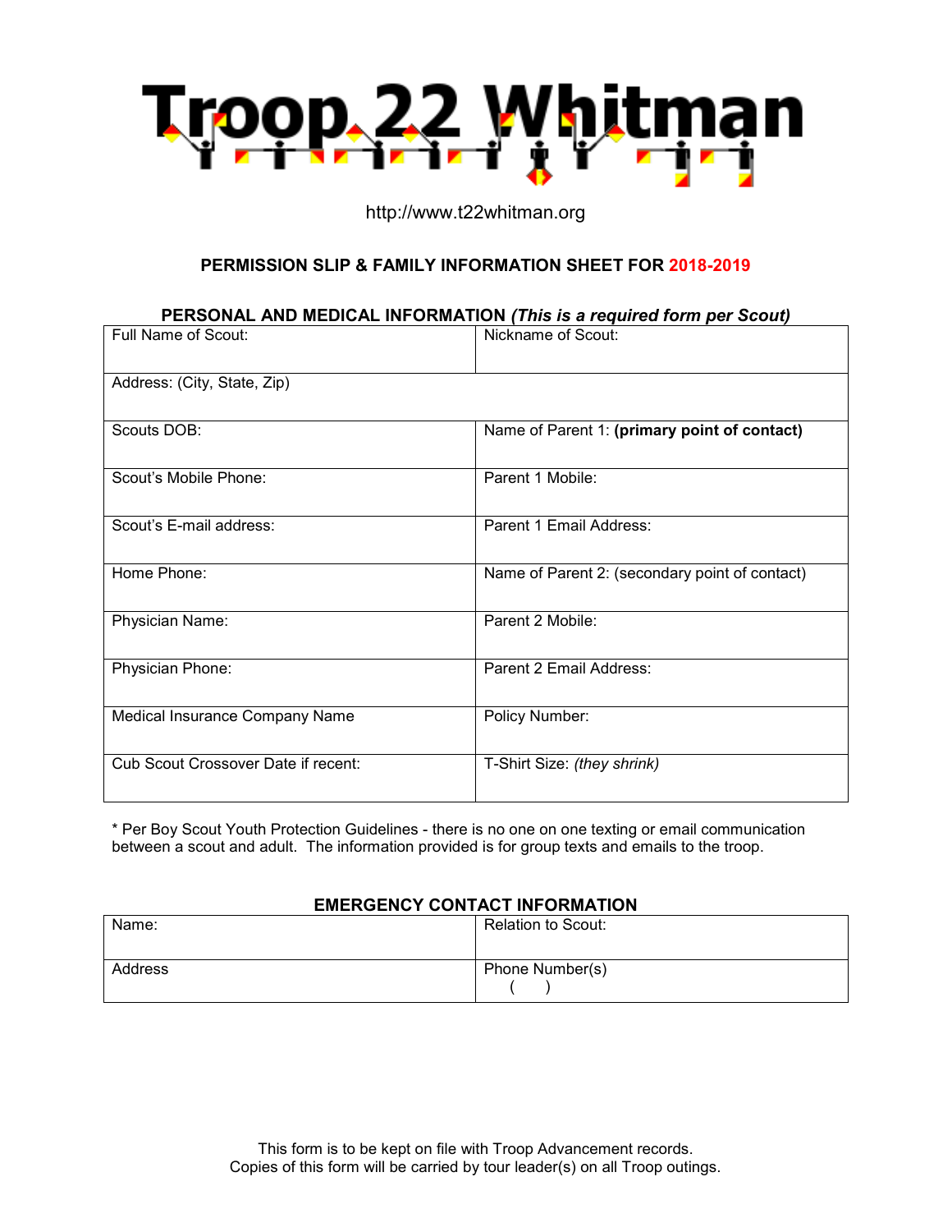# Troop 22 Whitman

http://www.t22whitman.org

## PERMISSION SLIP & FAMILY INFORMATION SHEET FOR 2018-2019

### PERSONAL AND MEDICAL INFORMATION *(This is a required form per Scout)*

| Full Name of Scout: | Nickname of Scout: |
|---|---|
| Address: (City, State, Zip) | |
| Scouts DOB: | Name of Parent 1: **(primary point of contact)** |
| Scout's Mobile Phone: | Parent 1 Mobile: |
| Scout's E-mail address: | Parent 1 Email Address: |
| Home Phone: | Name of Parent 2: (secondary point of contact) |
| Physician Name: | Parent 2 Mobile: |
| Physician Phone: | Parent 2 Email Address: |
| Medical Insurance Company Name | Policy Number: |
| Cub Scout Crossover Date if recent: | T-Shirt Size: *(they shrink)* |

* Per Boy Scout Youth Protection Guidelines - there is no one on one texting or email communication between a scout and adult. The information provided is for group texts and emails to the troop.

### EMERGENCY CONTACT INFORMATION

| Name: | Relation to Scout: |
|---|---|
| Address | Phone Number(s) ( ) |

This form is to be kept on file with Troop Advancement records.
Copies of this form will be carried by tour leader(s) on all Troop outings.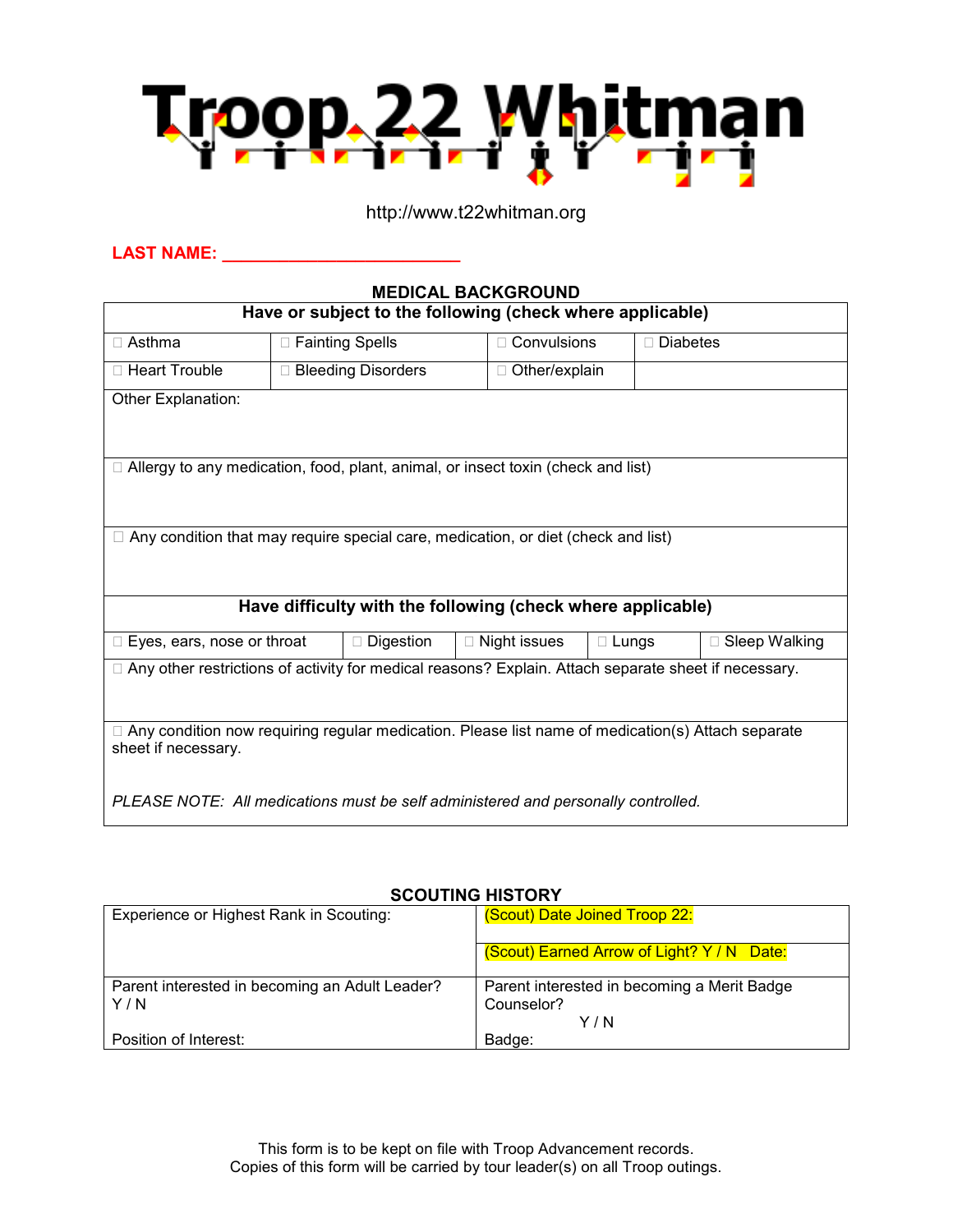# Troop 22 Whitman

http://www.t22whitman.org

**LAST NAME: ________________________**

## MEDICAL BACKGROUND

| Have or subject to the following (check where applicable) | | | |
|---|---|---|---|
| ☐ Asthma | ☐ Fainting Spells | ☐ Convulsions | ☐ Diabetes |
| ☐ Heart Trouble | ☐ Bleeding Disorders | ☐ Other/explain | |
| Other Explanation: | | | |
| ☐ Allergy to any medication, food, plant, animal, or insect toxin (check and list) | | | |
| ☐ Any condition that may require special care, medication, or diet (check and list) | | | |

| Have difficulty with the following (check where applicable) | | | | |
|---|---|---|---|---|
| ☐ Eyes, ears, nose or throat | ☐ Digestion | ☐ Night issues | ☐ Lungs | ☐ Sleep Walking |
| ☐ Any other restrictions of activity for medical reasons? Explain. Attach separate sheet if necessary. | | | | |
| ☐ Any condition now requiring regular medication. Please list name of medication(s) Attach separate sheet if necessary. *PLEASE NOTE: All medications must be self administered and personally controlled.* | | | | |

## SCOUTING HISTORY

| Experience or Highest Rank in Scouting: | (Scout) Date Joined Troop 22: (Scout) Earned Arrow of Light? Y / N Date: |
|---|---|
| Parent interested in becoming an Adult Leader? Y / N Position of Interest: | Parent interested in becoming a Merit Badge Counselor? Y / N Badge: |

This form is to be kept on file with Troop Advancement records.
Copies of this form will be carried by tour leader(s) on all Troop outings.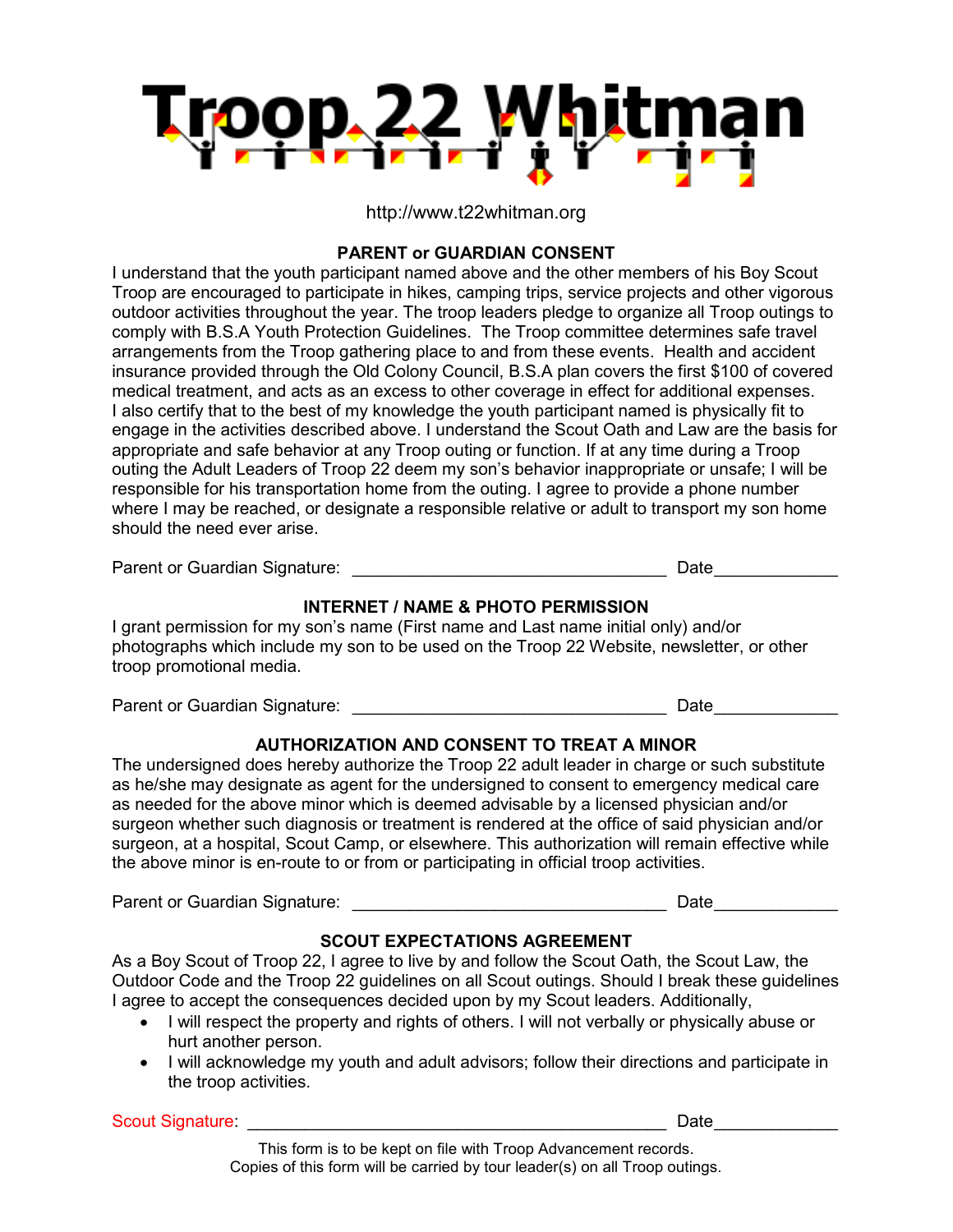# Troop 22 Whitman

http://www.t22whitman.org

## PARENT or GUARDIAN CONSENT

I understand that the youth participant named above and the other members of his Boy Scout Troop are encouraged to participate in hikes, camping trips, service projects and other vigorous outdoor activities throughout the year. The troop leaders pledge to organize all Troop outings to comply with B.S.A Youth Protection Guidelines. The Troop committee determines safe travel arrangements from the Troop gathering place to and from these events. Health and accident insurance provided through the Old Colony Council, B.S.A plan covers the first $100 of covered medical treatment, and acts as an excess to other coverage in effect for additional expenses. I also certify that to the best of my knowledge the youth participant named is physically fit to engage in the activities described above. I understand the Scout Oath and Law are the basis for appropriate and safe behavior at any Troop outing or function. If at any time during a Troop outing the Adult Leaders of Troop 22 deem my son's behavior inappropriate or unsafe; I will be responsible for his transportation home from the outing. I agree to provide a phone number where I may be reached, or designate a responsible relative or adult to transport my son home should the need ever arise.

Parent or Guardian Signature: _________________________________ Date_____________

## INTERNET / NAME & PHOTO PERMISSION

I grant permission for my son's name (First name and Last name initial only) and/or photographs which include my son to be used on the Troop 22 Website, newsletter, or other troop promotional media.

Parent or Guardian Signature: _________________________________ Date_____________

## AUTHORIZATION AND CONSENT TO TREAT A MINOR

The undersigned does hereby authorize the Troop 22 adult leader in charge or such substitute as he/she may designate as agent for the undersigned to consent to emergency medical care as needed for the above minor which is deemed advisable by a licensed physician and/or surgeon whether such diagnosis or treatment is rendered at the office of said physician and/or surgeon, at a hospital, Scout Camp, or elsewhere. This authorization will remain effective while the above minor is en-route to or from or participating in official troop activities.

Parent or Guardian Signature: _________________________________ Date_____________

## SCOUT EXPECTATIONS AGREEMENT

As a Boy Scout of Troop 22, I agree to live by and follow the Scout Oath, the Scout Law, the Outdoor Code and the Troop 22 guidelines on all Scout outings. Should I break these guidelines I agree to accept the consequences decided upon by my Scout leaders. Additionally,

- I will respect the property and rights of others. I will not verbally or physically abuse or hurt another person.
- I will acknowledge my youth and adult advisors; follow their directions and participate in the troop activities.

Scout Signature: _____________________________________________ Date_____________

This form is to be kept on file with Troop Advancement records.
Copies of this form will be carried by tour leader(s) on all Troop outings.